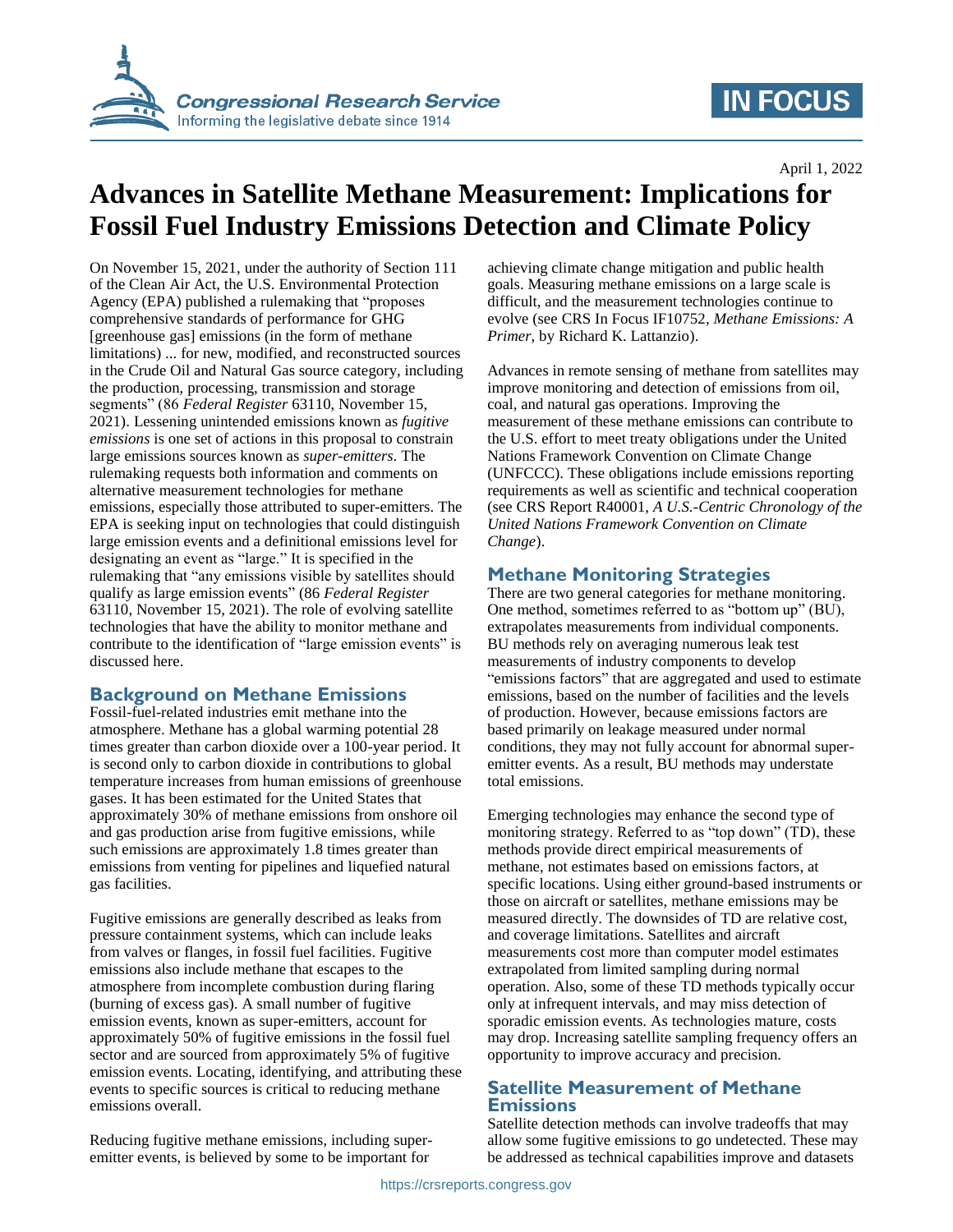April 1, 2022

# Advances in Satellite Methane Measurement: Implications for Fossil Fuel Industry Emissions Detection and Climate Policy

On November 15, 2021, under the authority of Section 111 of the Clean Air Act, the U.S. Environmental Protection Agency (EPA) published a rulemaking that "proposes comprehensive standards of performance for GHG [greenhouse gas] emissions (in the form of methane limitations) ... for new, modified, and reconstructed sources in the Crude Oil and Natural Gas source category, including the production, processing, transmission and storage segments" (86 *Federal Register* 63110, November 15, 2021). Lessening unintended emissions known as *fugitive emissions* is one set of actions in this proposal to constrain large emissions sources known as *super-emitters*. The rulemaking requests both information and comments on alternative measurement technologies for methane emissions, especially those attributed to super-emitters. The EPA is seeking input on technologies that could distinguish large emission events and a definitional emissions level for designating an event as "large." It is specified in the rulemaking that "any emissions visible by satellites should qualify as large emission events" (86 *Federal Register* 63110, November 15, 2021). The role of evolving satellite technologies that have the ability to monitor methane and contribute to the identification of "large emission events" is discussed here.

## Background on Methane Emissions

Fossil-fuel-related industries emit methane into the atmosphere. Methane has a global warming potential 28 times greater than carbon dioxide over a 100-year period. It is second only to carbon dioxide in contributions to global temperature increases from human emissions of greenhouse gases. It has been estimated for the United States that approximately 30% of methane emissions from onshore oil and gas production arise from fugitive emissions, while such emissions are approximately 1.8 times greater than emissions from venting for pipelines and liquefied natural gas facilities.

Fugitive emissions are generally described as leaks from pressure containment systems, which can include leaks from valves or flanges, in fossil fuel facilities. Fugitive emissions also include methane that escapes to the atmosphere from incomplete combustion during flaring (burning of excess gas). A small number of fugitive emission events, known as super-emitters, account for approximately 50% of fugitive emissions in the fossil fuel sector and are sourced from approximately 5% of fugitive emission events. Locating, identifying, and attributing these events to specific sources is critical to reducing methane emissions overall.

Reducing fugitive methane emissions, including super-emitter events, is believed by some to be important for achieving climate change mitigation and public health goals. Measuring methane emissions on a large scale is difficult, and the measurement technologies continue to evolve (see CRS In Focus IF10752, *Methane Emissions: A Primer*, by Richard K. Lattanzio).

Advances in remote sensing of methane from satellites may improve monitoring and detection of emissions from oil, coal, and natural gas operations. Improving the measurement of these methane emissions can contribute to the U.S. effort to meet treaty obligations under the United Nations Framework Convention on Climate Change (UNFCCC). These obligations include emissions reporting requirements as well as scientific and technical cooperation (see CRS Report R40001, *A U.S.-Centric Chronology of the United Nations Framework Convention on Climate Change*).

## Methane Monitoring Strategies

There are two general categories for methane monitoring. One method, sometimes referred to as "bottom up" (BU), extrapolates measurements from individual components. BU methods rely on averaging numerous leak test measurements of industry components to develop "emissions factors" that are aggregated and used to estimate emissions, based on the number of facilities and the levels of production. However, because emissions factors are based primarily on leakage measured under normal conditions, they may not fully account for abnormal super-emitter events. As a result, BU methods may understate total emissions.

Emerging technologies may enhance the second type of monitoring strategy. Referred to as "top down" (TD), these methods provide direct empirical measurements of methane, not estimates based on emissions factors, at specific locations. Using either ground-based instruments or those on aircraft or satellites, methane emissions may be measured directly. The downsides of TD are relative cost, and coverage limitations. Satellites and aircraft measurements cost more than computer model estimates extrapolated from limited sampling during normal operation. Also, some of these TD methods typically occur only at infrequent intervals, and may miss detection of sporadic emission events. As technologies mature, costs may drop. Increasing satellite sampling frequency offers an opportunity to improve accuracy and precision.

## Satellite Measurement of Methane Emissions

Satellite detection methods can involve tradeoffs that may allow some fugitive emissions to go undetected. These may be addressed as technical capabilities improve and datasets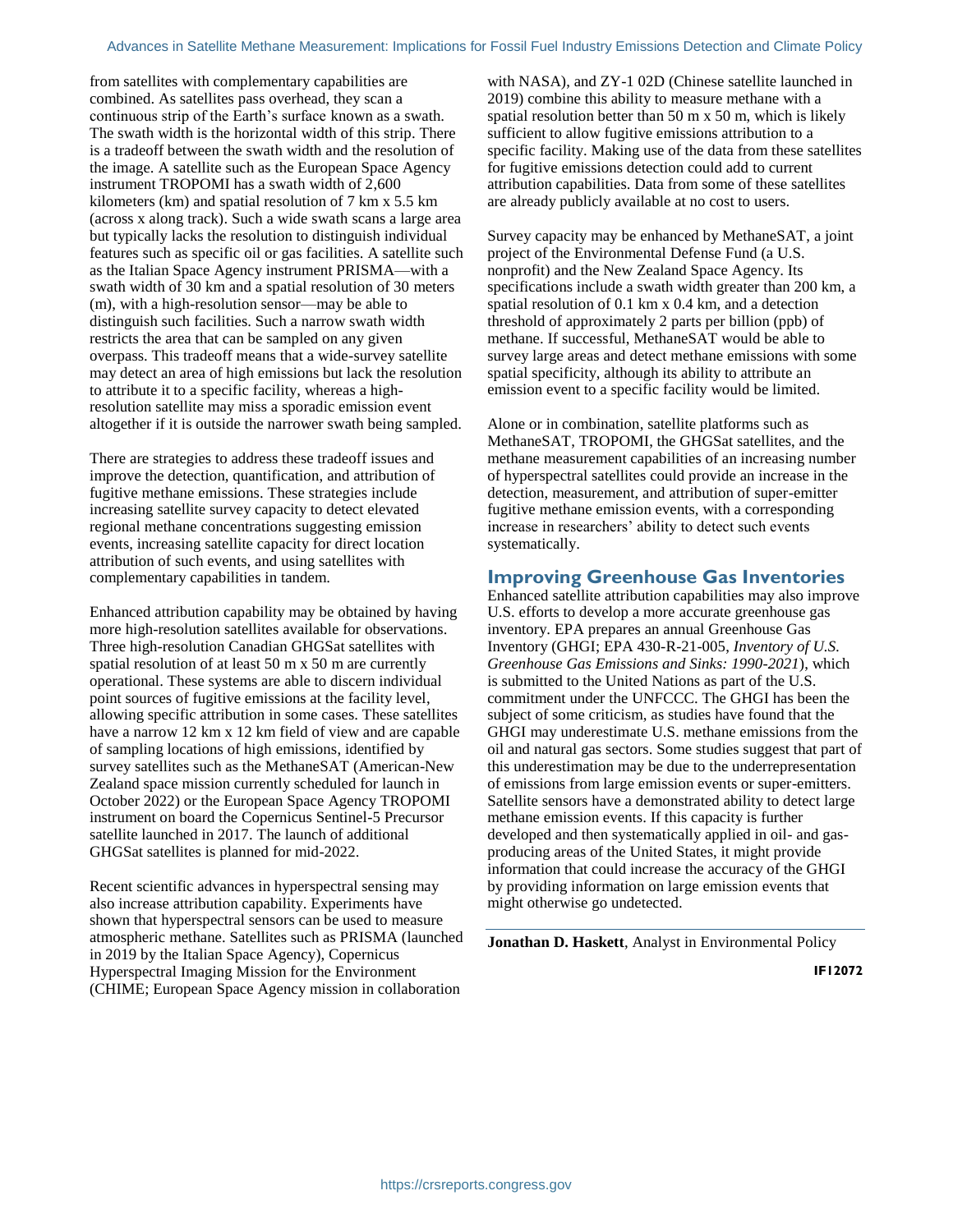from satellites with complementary capabilities are combined. As satellites pass overhead, they scan a continuous strip of the Earth's surface known as a swath. The swath width is the horizontal width of this strip. There is a tradeoff between the swath width and the resolution of the image. A satellite such as the European Space Agency instrument TROPOMI has a swath width of 2,600 kilometers (km) and spatial resolution of 7 km x 5.5 km (across x along track). Such a wide swath scans a large area but typically lacks the resolution to distinguish individual features such as specific oil or gas facilities. A satellite such as the Italian Space Agency instrument PRISMA—with a swath width of 30 km and a spatial resolution of 30 meters (m), with a high-resolution sensor—may be able to distinguish such facilities. Such a narrow swath width restricts the area that can be sampled on any given overpass. This tradeoff means that a wide-survey satellite may detect an area of high emissions but lack the resolution to attribute it to a specific facility, whereas a high-resolution satellite may miss a sporadic emission event altogether if it is outside the narrower swath being sampled.

There are strategies to address these tradeoff issues and improve the detection, quantification, and attribution of fugitive methane emissions. These strategies include increasing satellite survey capacity to detect elevated regional methane concentrations suggesting emission events, increasing satellite capacity for direct location attribution of such events, and using satellites with complementary capabilities in tandem.

Enhanced attribution capability may be obtained by having more high-resolution satellites available for observations. Three high-resolution Canadian GHGSat satellites with spatial resolution of at least 50 m x 50 m are currently operational. These systems are able to discern individual point sources of fugitive emissions at the facility level, allowing specific attribution in some cases. These satellites have a narrow 12 km x 12 km field of view and are capable of sampling locations of high emissions, identified by survey satellites such as the MethaneSAT (American-New Zealand space mission currently scheduled for launch in October 2022) or the European Space Agency TROPOMI instrument on board the Copernicus Sentinel-5 Precursor satellite launched in 2017. The launch of additional GHGSat satellites is planned for mid-2022.

Recent scientific advances in hyperspectral sensing may also increase attribution capability. Experiments have shown that hyperspectral sensors can be used to measure atmospheric methane. Satellites such as PRISMA (launched in 2019 by the Italian Space Agency), Copernicus Hyperspectral Imaging Mission for the Environment (CHIME; European Space Agency mission in collaboration with NASA), and ZY-1 02D (Chinese satellite launched in 2019) combine this ability to measure methane with a spatial resolution better than 50 m x 50 m, which is likely sufficient to allow fugitive emissions attribution to a specific facility. Making use of the data from these satellites for fugitive emissions detection could add to current attribution capabilities. Data from some of these satellites are already publicly available at no cost to users.

Survey capacity may be enhanced by MethaneSAT, a joint project of the Environmental Defense Fund (a U.S. nonprofit) and the New Zealand Space Agency. Its specifications include a swath width greater than 200 km, a spatial resolution of 0.1 km x 0.4 km, and a detection threshold of approximately 2 parts per billion (ppb) of methane. If successful, MethaneSAT would be able to survey large areas and detect methane emissions with some spatial specificity, although its ability to attribute an emission event to a specific facility would be limited.

Alone or in combination, satellite platforms such as MethaneSAT, TROPOMI, the GHGSat satellites, and the methane measurement capabilities of an increasing number of hyperspectral satellites could provide an increase in the detection, measurement, and attribution of super-emitter fugitive methane emission events, with a corresponding increase in researchers' ability to detect such events systematically.

## Improving Greenhouse Gas Inventories

Enhanced satellite attribution capabilities may also improve U.S. efforts to develop a more accurate greenhouse gas inventory. EPA prepares an annual Greenhouse Gas Inventory (GHGI; EPA 430-R-21-005, *Inventory of U.S. Greenhouse Gas Emissions and Sinks: 1990-2021*), which is submitted to the United Nations as part of the U.S. commitment under the UNFCCC. The GHGI has been the subject of some criticism, as studies have found that the GHGI may underestimate U.S. methane emissions from the oil and natural gas sectors. Some studies suggest that part of this underestimation may be due to the underrepresentation of emissions from large emission events or super-emitters. Satellite sensors have a demonstrated ability to detect large methane emission events. If this capacity is further developed and then systematically applied in oil- and gas-producing areas of the United States, it might provide information that could increase the accuracy of the GHGI by providing information on large emission events that might otherwise go undetected.

---

**Jonathan D. Haskett**, Analyst in Environmental Policy

**IF12072**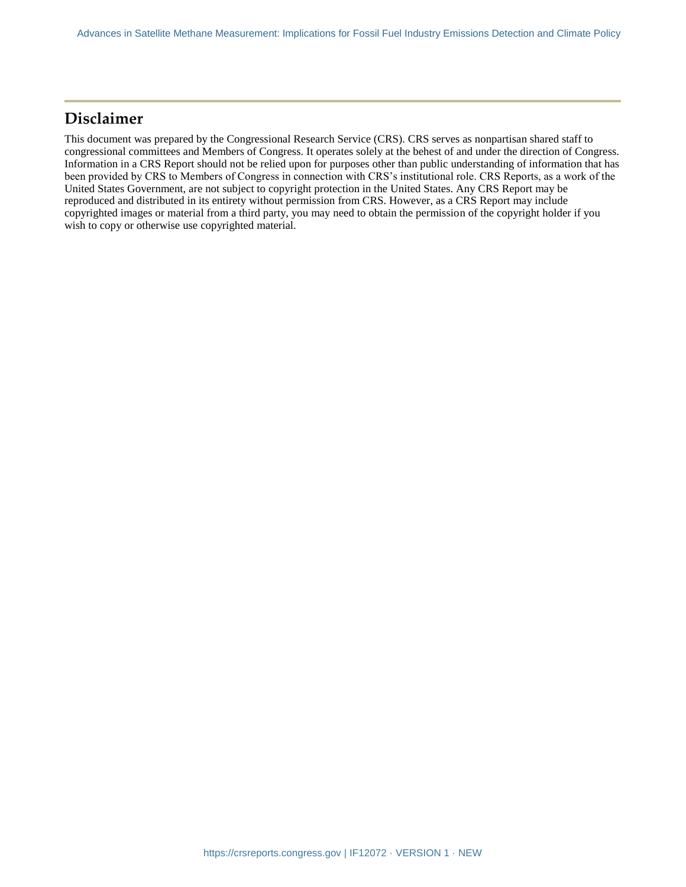## Disclaimer

This document was prepared by the Congressional Research Service (CRS). CRS serves as nonpartisan shared staff to congressional committees and Members of Congress. It operates solely at the behest of and under the direction of Congress. Information in a CRS Report should not be relied upon for purposes other than public understanding of information that has been provided by CRS to Members of Congress in connection with CRS's institutional role. CRS Reports, as a work of the United States Government, are not subject to copyright protection in the United States. Any CRS Report may be reproduced and distributed in its entirety without permission from CRS. However, as a CRS Report may include copyrighted images or material from a third party, you may need to obtain the permission of the copyright holder if you wish to copy or otherwise use copyrighted material.